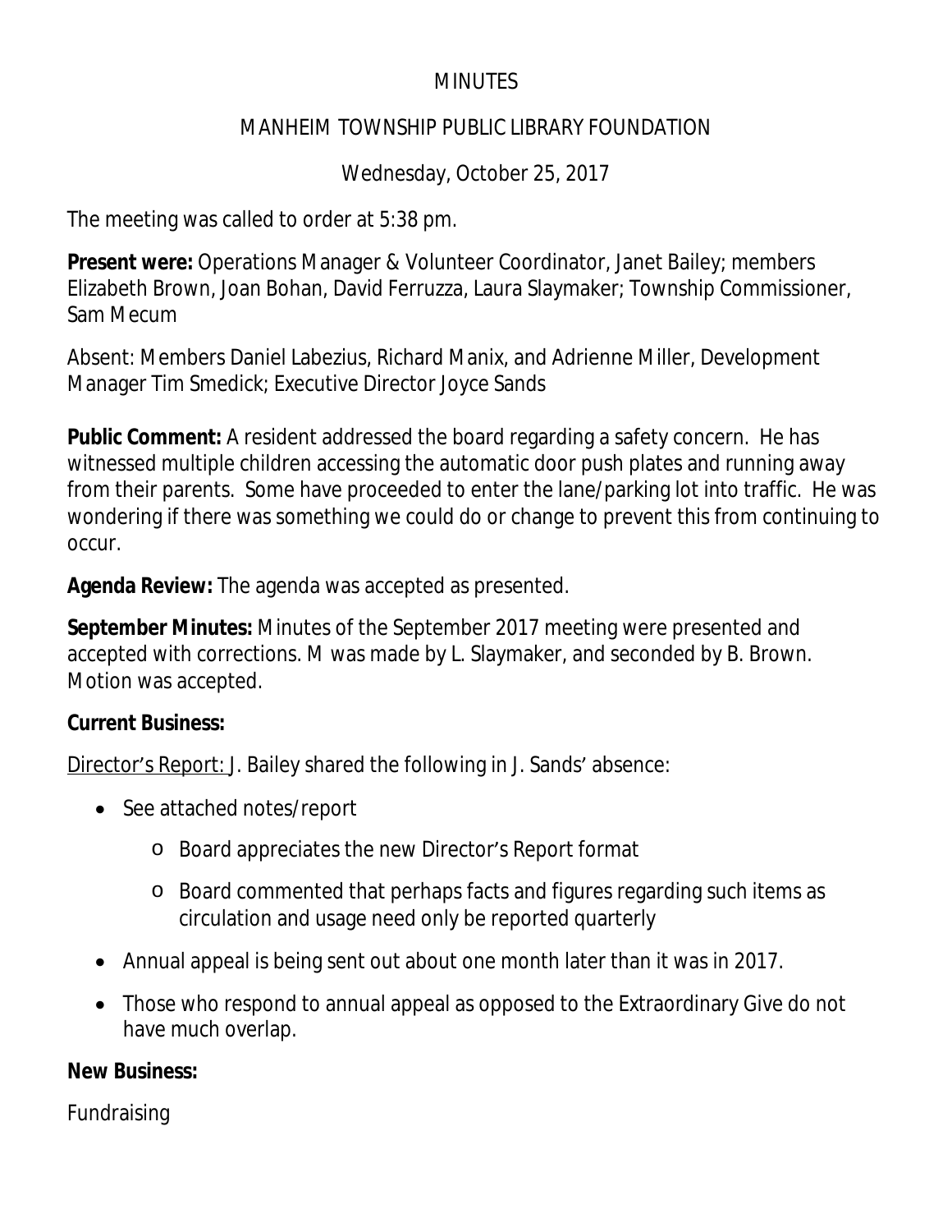# MINUTES

## MANHEIM TOWNSHIP PUBLIC LIBRARY FOUNDATION

### Wednesday, October 25, 2017

The meeting was called to order at 5:38 pm.

**Present were:** Operations Manager & Volunteer Coordinator, Janet Bailey; members Elizabeth Brown, Joan Bohan, David Ferruzza, Laura Slaymaker; Township Commissioner, Sam Mecum

Absent: Members Daniel Labezius, Richard Manix, and Adrienne Miller, Development Manager Tim Smedick; Executive Director Joyce Sands

**Public Comment:** A resident addressed the board regarding a safety concern. He has witnessed multiple children accessing the automatic door push plates and running away from their parents. Some have proceeded to enter the lane/parking lot into traffic. He was wondering if there was something we could do or change to prevent this from continuing to occur.

**Agenda Review:** The agenda was accepted as presented.

**September Minutes:** Minutes of the September 2017 meeting were presented and accepted with corrections. M was made by L. Slaymaker, and seconded by B. Brown. Motion was accepted.

**Current Business:**

Director's Report: J. Bailey shared the following in J. Sands' absence:

- See attached notes/report
  - Board appreciates the new Director's Report format
  - Board commented that perhaps facts and figures regarding such items as circulation and usage need only be reported quarterly
- Annual appeal is being sent out about one month later than it was in 2017.
- Those who respond to annual appeal as opposed to the Extraordinary Give do not have much overlap.

**New Business:**

Fundraising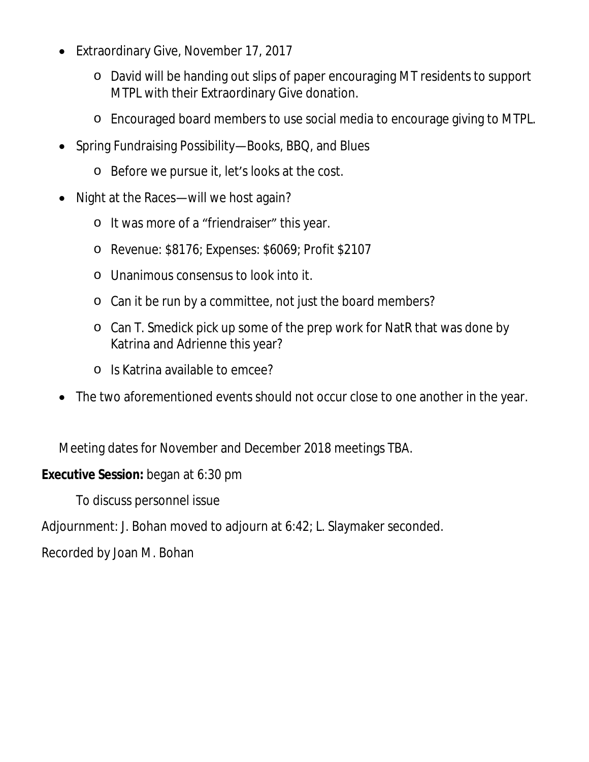- Extraordinary Give, November 17, 2017
  - David will be handing out slips of paper encouraging MT residents to support MTPL with their Extraordinary Give donation.
  - Encouraged board members to use social media to encourage giving to MTPL.
- Spring Fundraising Possibility—Books, BBQ, and Blues
  - Before we pursue it, let's looks at the cost.
- Night at the Races—will we host again?
  - It was more of a "friendraiser" this year.
  - Revenue: $8176; Expenses: $6069; Profit $2107
  - Unanimous consensus to look into it.
  - Can it be run by a committee, not just the board members?
  - Can T. Smedick pick up some of the prep work for NatR that was done by Katrina and Adrienne this year?
  - Is Katrina available to emcee?
- The two aforementioned events should not occur close to one another in the year.

Meeting dates for November and December 2018 meetings TBA.

**Executive Session:** began at 6:30 pm

To discuss personnel issue

Adjournment: J. Bohan moved to adjourn at 6:42; L. Slaymaker seconded.

Recorded by Joan M. Bohan